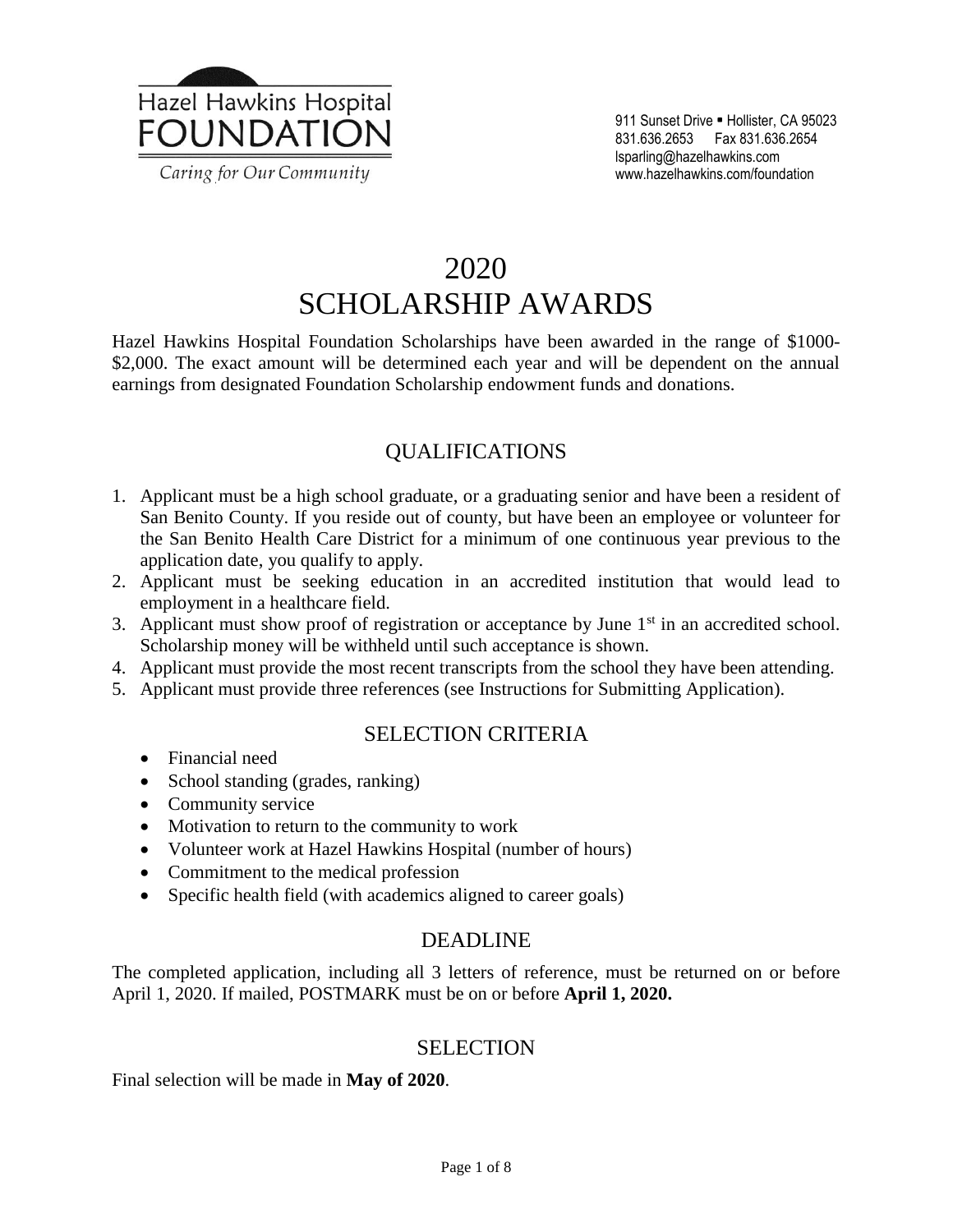Hazel Hawkins Hospital
FOUNDATION
*Caring for Our Community*

911 Sunset Drive ▪ Hollister, CA 95023
831.636.2653 Fax 831.636.2654
lsparling@hazelhawkins.com
www.hazelhawkins.com/foundation

# 2020 SCHOLARSHIP AWARDS

Hazel Hawkins Hospital Foundation Scholarships have been awarded in the range of $1000-$2,000. The exact amount will be determined each year and will be dependent on the annual earnings from designated Foundation Scholarship endowment funds and donations.

## QUALIFICATIONS

1. Applicant must be a high school graduate, or a graduating senior and have been a resident of San Benito County. If you reside out of county, but have been an employee or volunteer for the San Benito Health Care District for a minimum of one continuous year previous to the application date, you qualify to apply.
2. Applicant must be seeking education in an accredited institution that would lead to employment in a healthcare field.
3. Applicant must show proof of registration or acceptance by June 1st in an accredited school. Scholarship money will be withheld until such acceptance is shown.
4. Applicant must provide the most recent transcripts from the school they have been attending.
5. Applicant must provide three references (see Instructions for Submitting Application).

## SELECTION CRITERIA

- Financial need
- School standing (grades, ranking)
- Community service
- Motivation to return to the community to work
- Volunteer work at Hazel Hawkins Hospital (number of hours)
- Commitment to the medical profession
- Specific health field (with academics aligned to career goals)

## DEADLINE

The completed application, including all 3 letters of reference, must be returned on or before April 1, 2020. If mailed, POSTMARK must be on or before **April 1, 2020.**

## SELECTION

Final selection will be made in **May of 2020**.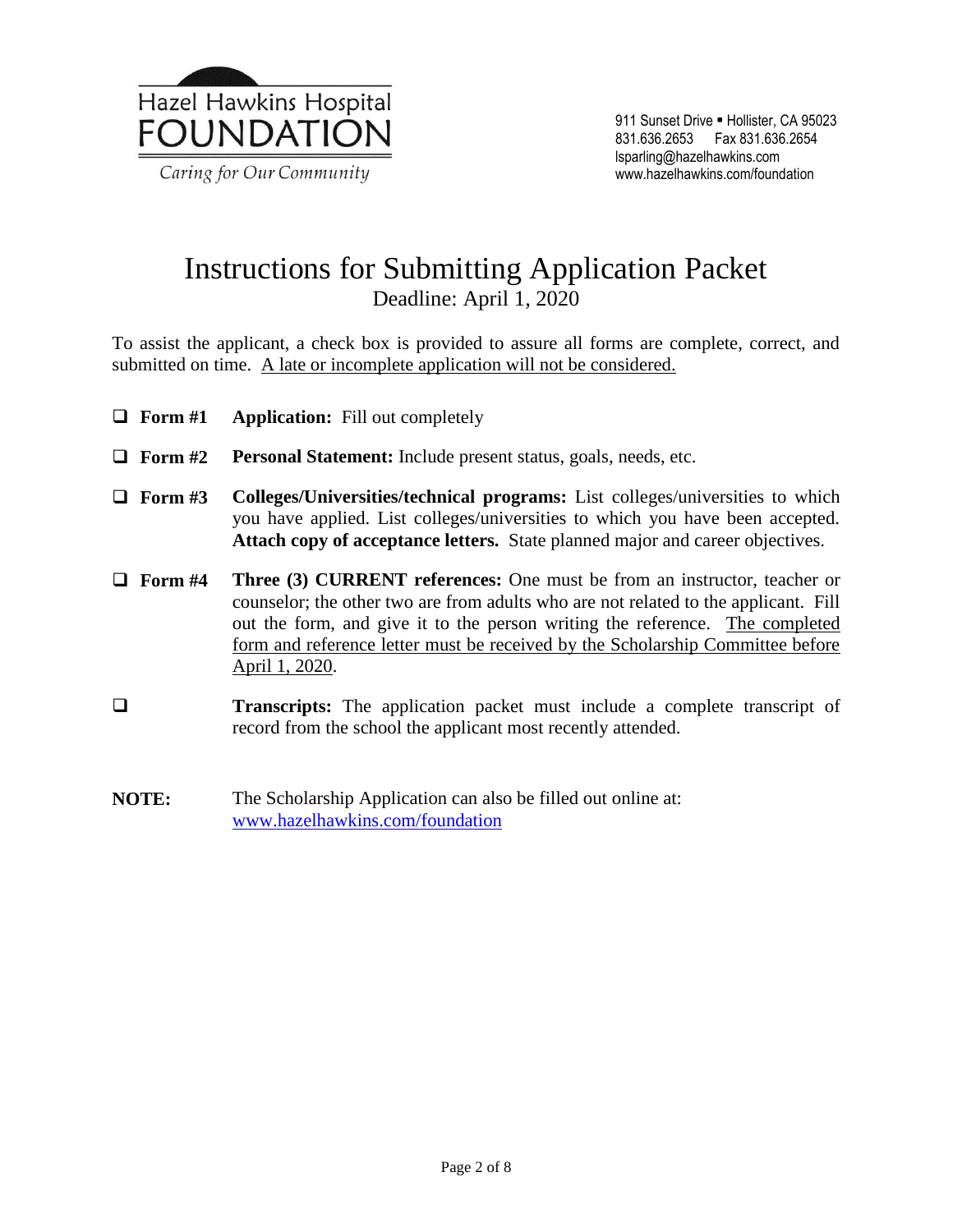Hazel Hawkins Hospital
FOUNDATION
*Caring for Our Community*

911 Sunset Drive ▪ Hollister, CA 95023
831.636.2653 Fax 831.636.2654
lsparling@hazelhawkins.com
www.hazelhawkins.com/foundation

# Instructions for Submitting Application Packet

Deadline: April 1, 2020

To assist the applicant, a check box is provided to assure all forms are complete, correct, and submitted on time. <u>A late or incomplete application will not be considered.</u>

- ❑ **Form #1** **Application:** Fill out completely
- ❑ **Form #2** **Personal Statement:** Include present status, goals, needs, etc.
- ❑ **Form #3** **Colleges/Universities/technical programs:** List colleges/universities to which you have applied. List colleges/universities to which you have been accepted. **Attach copy of acceptance letters.** State planned major and career objectives.
- ❑ **Form #4** **Three (3) CURRENT references:** One must be from an instructor, teacher or counselor; the other two are from adults who are not related to the applicant. Fill out the form, and give it to the person writing the reference. <u>The completed form and reference letter must be received by the Scholarship Committee before April 1, 2020</u>.
- ❑ **Transcripts:** The application packet must include a complete transcript of record from the school the applicant most recently attended.

**NOTE:** The Scholarship Application can also be filled out online at: www.hazelhawkins.com/foundation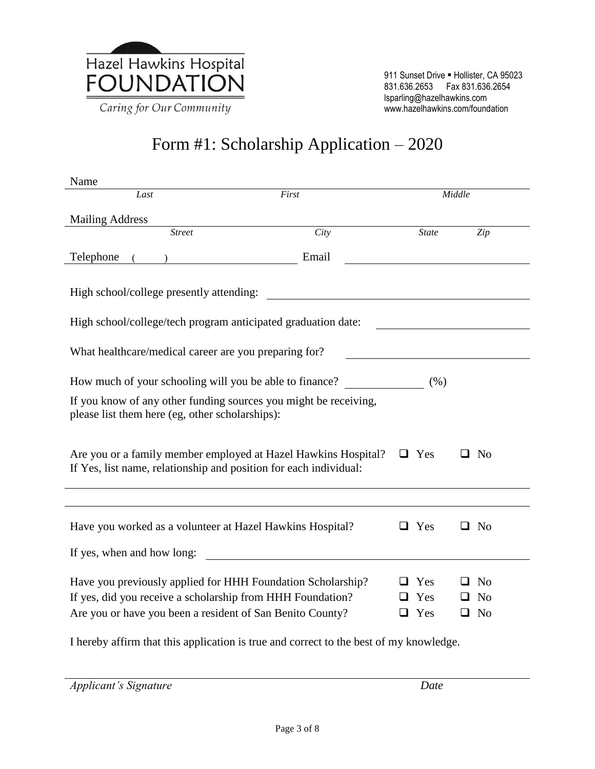Hazel Hawkins Hospital
FOUNDATION
*Caring for Our Community*

911 Sunset Drive ▪ Hollister, CA 95023
831.636.2653 Fax 831.636.2654
lsparling@hazelhawkins.com
www.hazelhawkins.com/foundation

# Form #1: Scholarship Application – 2020

Name ______________________________________________________________
*Last* *First* *Middle*

Mailing Address ______________________________________________________
*Street* *City* *State* *Zip*

Telephone ( ) ______________________ Email ______________________

High school/college presently attending: ______________________________

High school/college/tech program anticipated graduation date: ______________

What healthcare/medical career are you preparing for? ______________________

How much of your schooling will you be able to finance? ____________ (%)

If you know of any other funding sources you might be receiving, please list them here (eg, other scholarships):

Are you or a family member employed at Hazel Hawkins Hospital? ❑ Yes ❑ No
If Yes, list name, relationship and position for each individual:

______________________________________________________________

______________________________________________________________

Have you worked as a volunteer at Hazel Hawkins Hospital? ❑ Yes ❑ No

If yes, when and how long: ______________________________________

Have you previously applied for HHH Foundation Scholarship? ❑ Yes ❑ No
If yes, did you receive a scholarship from HHH Foundation? ❑ Yes ❑ No
Are you or have you been a resident of San Benito County? ❑ Yes ❑ No

I hereby affirm that this application is true and correct to the best of my knowledge.

______________________________________________________________
*Applicant's Signature* *Date*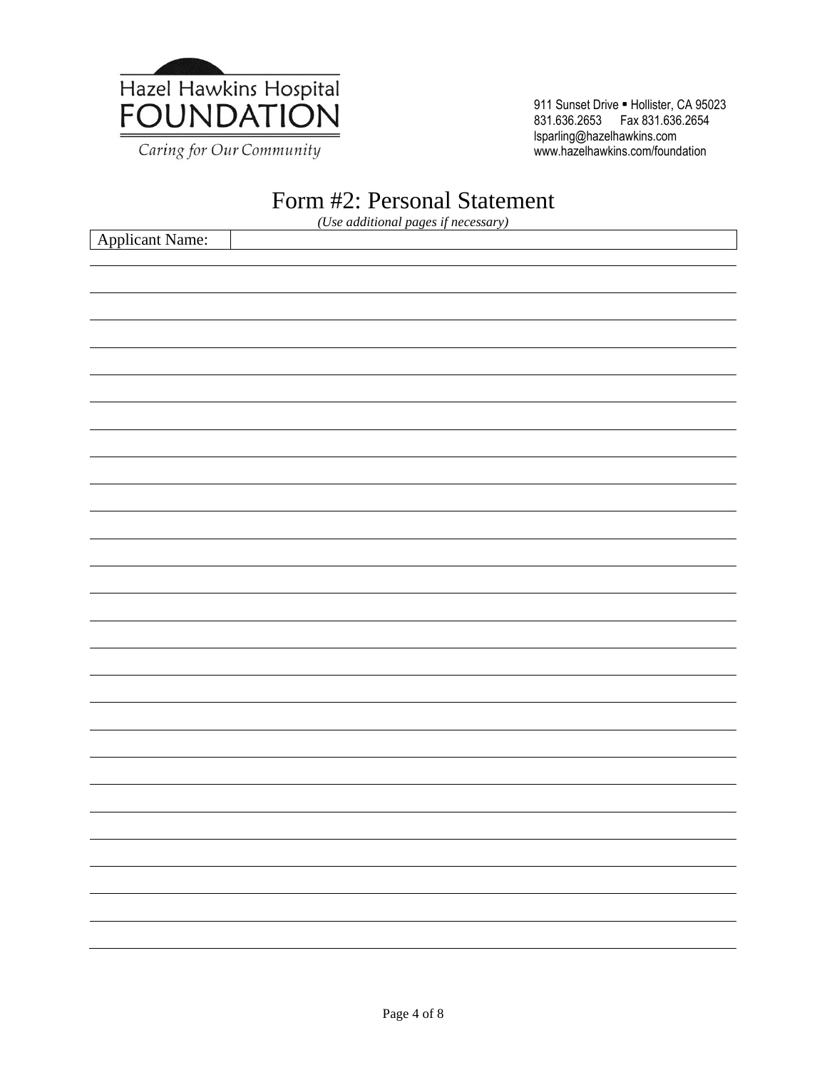Hazel Hawkins Hospital
FOUNDATION
*Caring for Our Community*

911 Sunset Drive ▪ Hollister, CA 95023
831.636.2653 Fax 831.636.2654
lsparling@hazelhawkins.com
www.hazelhawkins.com/foundation

# Form #2: Personal Statement

*(Use additional pages if necessary)*

| Applicant Name: | |
|---|---|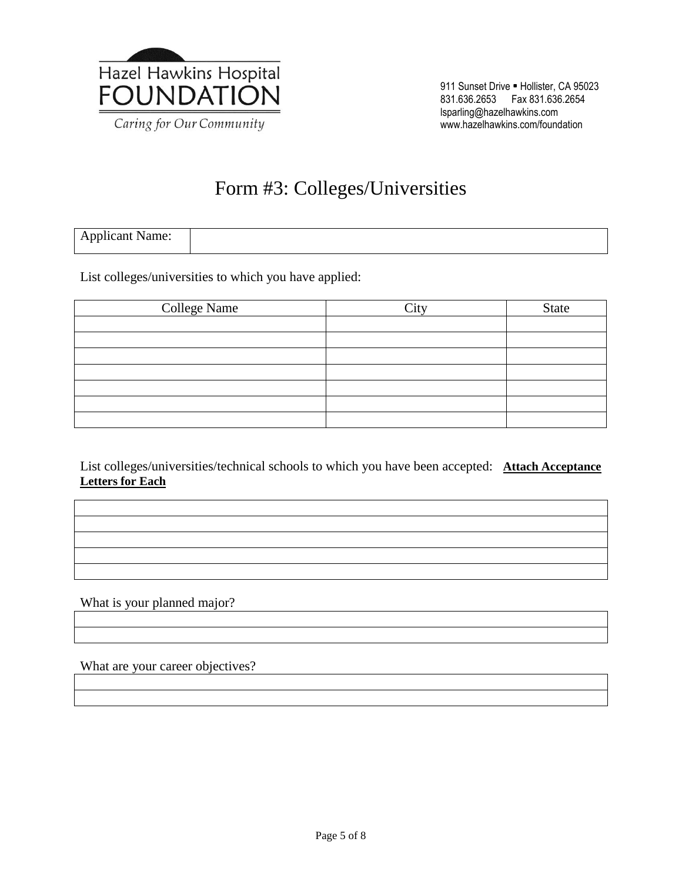Hazel Hawkins Hospital
FOUNDATION
*Caring for Our Community*

911 Sunset Drive ▪ Hollister, CA 95023
831.636.2653 Fax 831.636.2654
lsparling@hazelhawkins.com
www.hazelhawkins.com/foundation

# Form #3: Colleges/Universities

| Applicant Name: | |
|---|---|

List colleges/universities to which you have applied:

| College Name | City | State |
|---|---|---|
| | | |
| | | |
| | | |
| | | |
| | | |
| | | |
| | | |

List colleges/universities/technical schools to which you have been accepted: **Attach Acceptance Letters for Each**

| |
|---|
| |
| |
| |
| |
| |

What is your planned major?

| |
|---|
| |
| |

What are your career objectives?

| |
|---|
| |
| |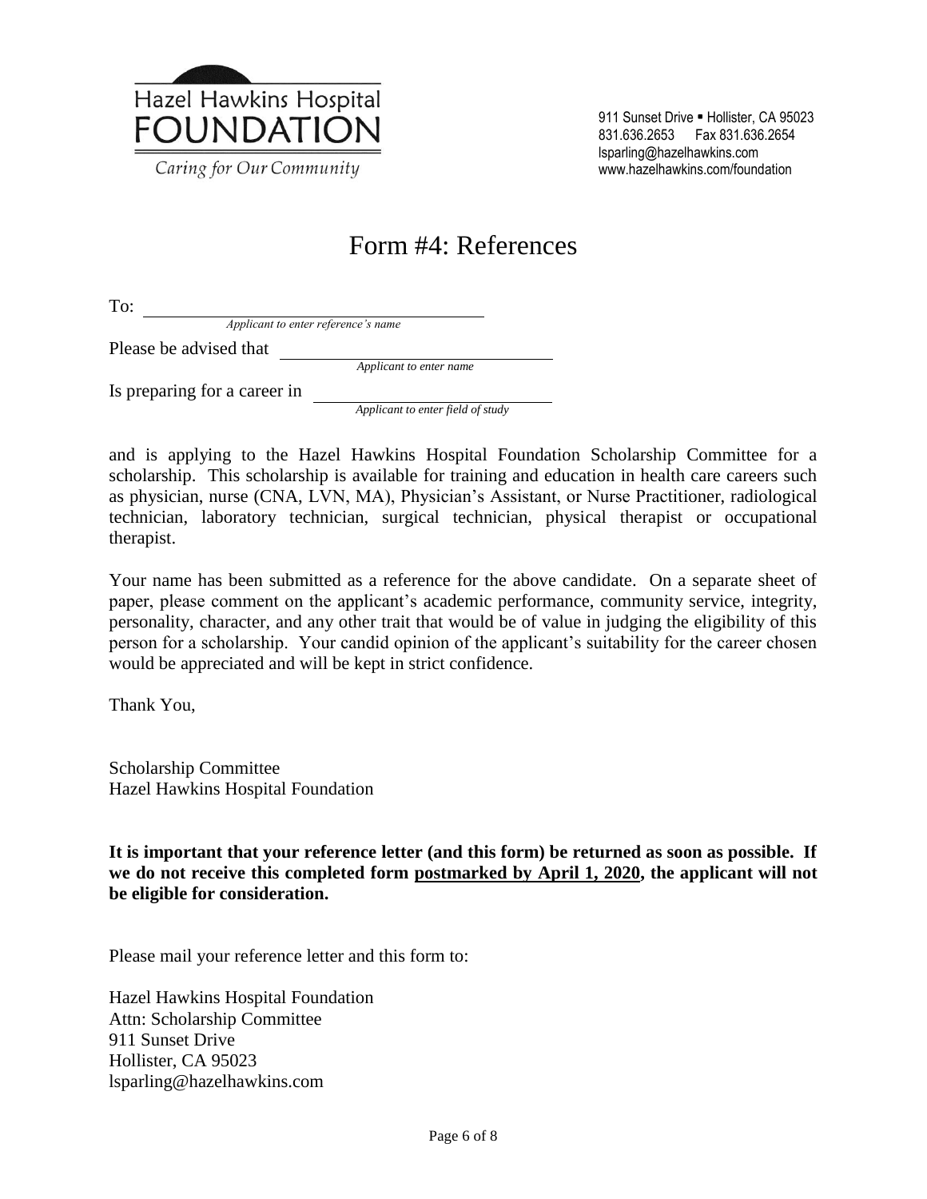Hazel Hawkins Hospital
FOUNDATION
*Caring for Our Community*

911 Sunset Drive ▪ Hollister, CA 95023
831.636.2653 Fax 831.636.2654
lsparling@hazelhawkins.com
www.hazelhawkins.com/foundation

# Form #4: References

To: ______________________________________
*Applicant to enter reference's name*

Please be advised that ______________________________
*Applicant to enter name*

Is preparing for a career in ______________________________
*Applicant to enter field of study*

and is applying to the Hazel Hawkins Hospital Foundation Scholarship Committee for a scholarship. This scholarship is available for training and education in health care careers such as physician, nurse (CNA, LVN, MA), Physician's Assistant, or Nurse Practitioner, radiological technician, laboratory technician, surgical technician, physical therapist or occupational therapist.

Your name has been submitted as a reference for the above candidate. On a separate sheet of paper, please comment on the applicant's academic performance, community service, integrity, personality, character, and any other trait that would be of value in judging the eligibility of this person for a scholarship. Your candid opinion of the applicant's suitability for the career chosen would be appreciated and will be kept in strict confidence.

Thank You,

Scholarship Committee
Hazel Hawkins Hospital Foundation

**It is important that your reference letter (and this form) be returned as soon as possible. If we do not receive this completed form <u>postmarked by April 1, 2020</u>, the applicant will not be eligible for consideration.**

Please mail your reference letter and this form to:

Hazel Hawkins Hospital Foundation
Attn: Scholarship Committee
911 Sunset Drive
Hollister, CA 95023
lsparling@hazelhawkins.com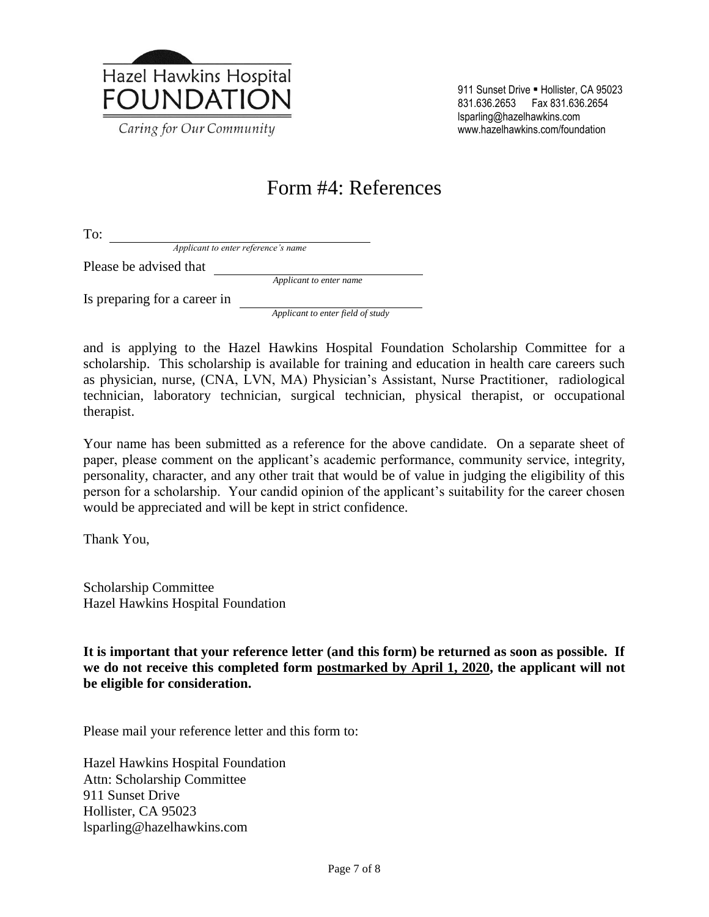Hazel Hawkins Hospital
FOUNDATION
Caring for Our Community

911 Sunset Drive ▪ Hollister, CA 95023
831.636.2653 Fax 831.636.2654
lsparling@hazelhawkins.com
www.hazelhawkins.com/foundation

# Form #4: References

To: ______________________________
*Applicant to enter reference's name*

Please be advised that ______________________________
*Applicant to enter name*

Is preparing for a career in ______________________________
*Applicant to enter field of study*

and is applying to the Hazel Hawkins Hospital Foundation Scholarship Committee for a scholarship. This scholarship is available for training and education in health care careers such as physician, nurse, (CNA, LVN, MA) Physician's Assistant, Nurse Practitioner, radiological technician, laboratory technician, surgical technician, physical therapist, or occupational therapist.

Your name has been submitted as a reference for the above candidate. On a separate sheet of paper, please comment on the applicant's academic performance, community service, integrity, personality, character, and any other trait that would be of value in judging the eligibility of this person for a scholarship. Your candid opinion of the applicant's suitability for the career chosen would be appreciated and will be kept in strict confidence.

Thank You,

Scholarship Committee
Hazel Hawkins Hospital Foundation

**It is important that your reference letter (and this form) be returned as soon as possible. If we do not receive this completed form <u>postmarked by April 1, 2020</u>, the applicant will not be eligible for consideration.**

Please mail your reference letter and this form to:

Hazel Hawkins Hospital Foundation
Attn: Scholarship Committee
911 Sunset Drive
Hollister, CA 95023
lsparling@hazelhawkins.com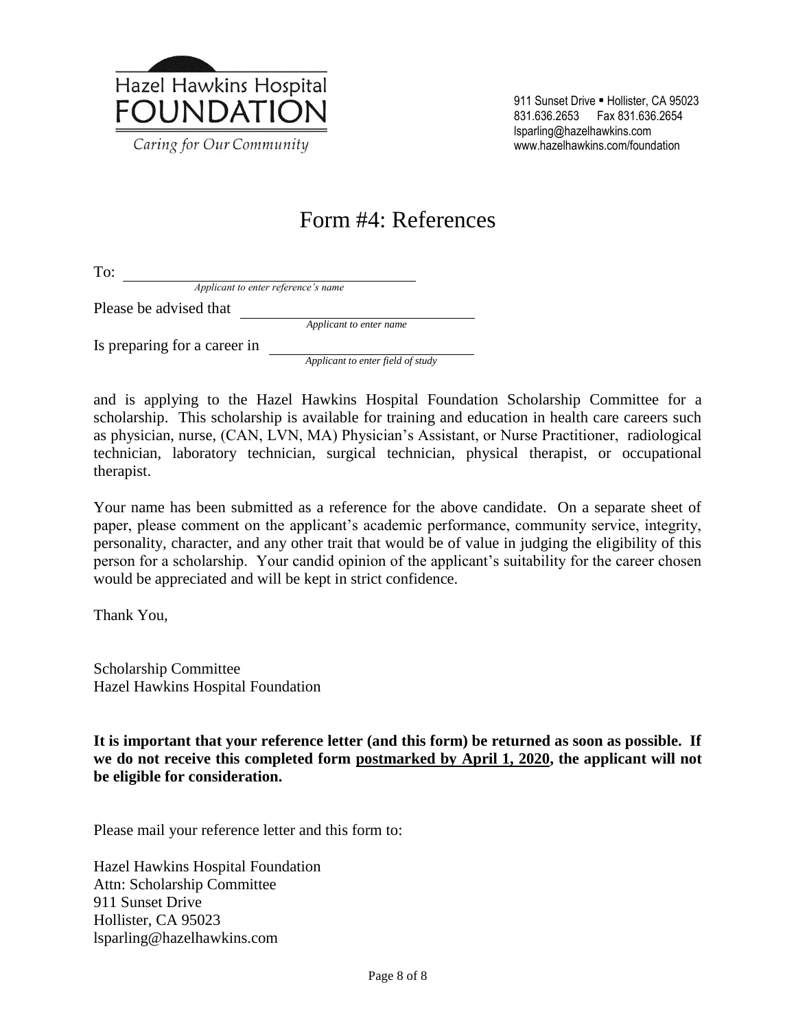Hazel Hawkins Hospital
FOUNDATION
*Caring for Our Community*

911 Sunset Drive ▪ Hollister, CA 95023
831.636.2653 Fax 831.636.2654
lsparling@hazelhawkins.com
www.hazelhawkins.com/foundation

# Form #4: References

To: ______________________________
*Applicant to enter reference's name*

Please be advised that ______________________________
*Applicant to enter name*

Is preparing for a career in ______________________________
*Applicant to enter field of study*

and is applying to the Hazel Hawkins Hospital Foundation Scholarship Committee for a scholarship. This scholarship is available for training and education in health care careers such as physician, nurse, (CAN, LVN, MA) Physician's Assistant, or Nurse Practitioner, radiological technician, laboratory technician, surgical technician, physical therapist, or occupational therapist.

Your name has been submitted as a reference for the above candidate. On a separate sheet of paper, please comment on the applicant's academic performance, community service, integrity, personality, character, and any other trait that would be of value in judging the eligibility of this person for a scholarship. Your candid opinion of the applicant's suitability for the career chosen would be appreciated and will be kept in strict confidence.

Thank You,

Scholarship Committee
Hazel Hawkins Hospital Foundation

**It is important that your reference letter (and this form) be returned as soon as possible. If we do not receive this completed form <u>postmarked by April 1, 2020</u>, the applicant will not be eligible for consideration.**

Please mail your reference letter and this form to:

Hazel Hawkins Hospital Foundation
Attn: Scholarship Committee
911 Sunset Drive
Hollister, CA 95023
lsparling@hazelhawkins.com